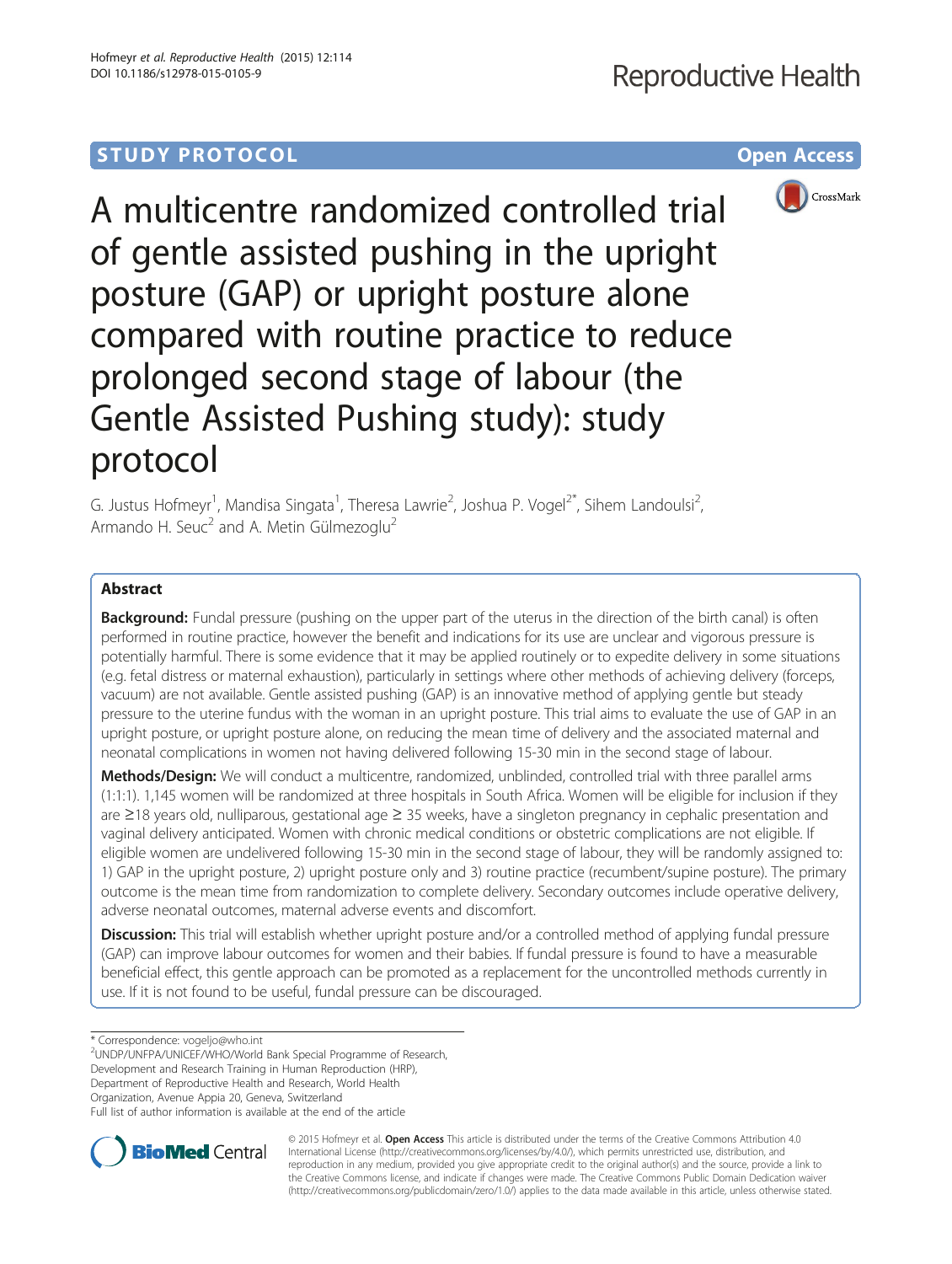STUDY PROTOCOL

Open Access

# A multicentre randomized controlled trial of gentle assisted pushing in the upright posture (GAP) or upright posture alone compared with routine practice to reduce prolonged second stage of labour (the Gentle Assisted Pushing study): study protocol

G. Justus Hofmeyr[1], Mandisa Singata[1], Theresa Lawrie[2], Joshua P. Vogel[2*], Sihem Landoulsi[2], Armando H. Seuc[2] and A. Metin Gülmezoglu[2]

## Abstract

**Background:** Fundal pressure (pushing on the upper part of the uterus in the direction of the birth canal) is often performed in routine practice, however the benefit and indications for its use are unclear and vigorous pressure is potentially harmful. There is some evidence that it may be applied routinely or to expedite delivery in some situations (e.g. fetal distress or maternal exhaustion), particularly in settings where other methods of achieving delivery (forceps, vacuum) are not available. Gentle assisted pushing (GAP) is an innovative method of applying gentle but steady pressure to the uterine fundus with the woman in an upright posture. This trial aims to evaluate the use of GAP in an upright posture, or upright posture alone, on reducing the mean time of delivery and the associated maternal and neonatal complications in women not having delivered following 15-30 min in the second stage of labour.

**Methods/Design:** We will conduct a multicentre, randomized, unblinded, controlled trial with three parallel arms (1:1:1). 1,145 women will be randomized at three hospitals in South Africa. Women will be eligible for inclusion if they are ≥18 years old, nulliparous, gestational age ≥ 35 weeks, have a singleton pregnancy in cephalic presentation and vaginal delivery anticipated. Women with chronic medical conditions or obstetric complications are not eligible. If eligible women are undelivered following 15-30 min in the second stage of labour, they will be randomly assigned to: 1) GAP in the upright posture, 2) upright posture only and 3) routine practice (recumbent/supine posture). The primary outcome is the mean time from randomization to complete delivery. Secondary outcomes include operative delivery, adverse neonatal outcomes, maternal adverse events and discomfort.

**Discussion:** This trial will establish whether upright posture and/or a controlled method of applying fundal pressure (GAP) can improve labour outcomes for women and their babies. If fundal pressure is found to have a measurable beneficial effect, this gentle approach can be promoted as a replacement for the uncontrolled methods currently in use. If it is not found to be useful, fundal pressure can be discouraged.

* Correspondence: vogeljo@who.int

[2]UNDP/UNFPA/UNICEF/WHO/World Bank Special Programme of Research, Development and Research Training in Human Reproduction (HRP), Department of Reproductive Health and Research, World Health Organization, Avenue Appia 20, Geneva, Switzerland

Full list of author information is available at the end of the article

© 2015 Hofmeyr et al. **Open Access** This article is distributed under the terms of the Creative Commons Attribution 4.0 International License (http://creativecommons.org/licenses/by/4.0/), which permits unrestricted use, distribution, and reproduction in any medium, provided you give appropriate credit to the original author(s) and the source, provide a link to the Creative Commons license, and indicate if changes were made. The Creative Commons Public Domain Dedication waiver (http://creativecommons.org/publicdomain/zero/1.0/) applies to the data made available in this article, unless otherwise stated.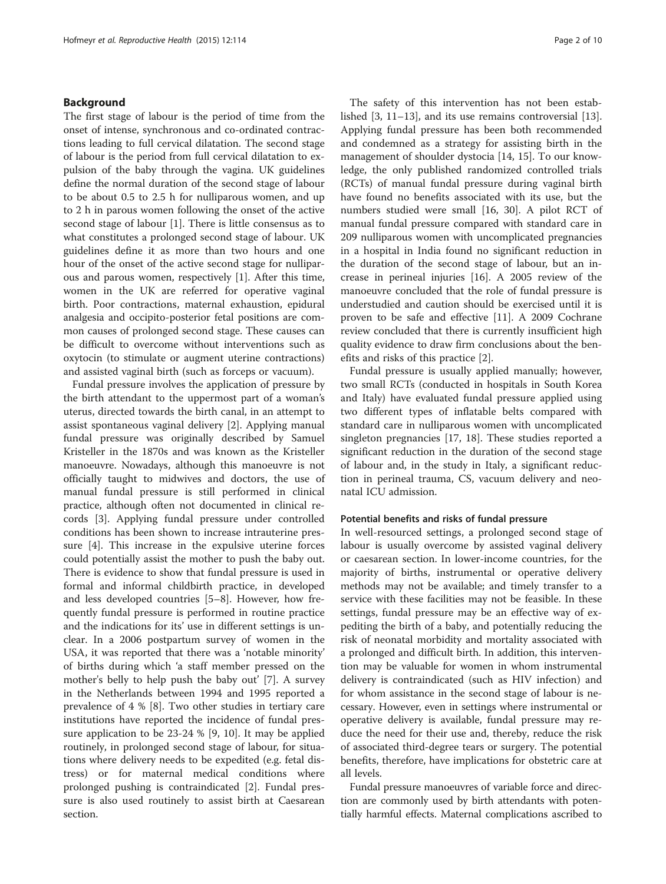## Background

The first stage of labour is the period of time from the onset of intense, synchronous and co-ordinated contractions leading to full cervical dilatation. The second stage of labour is the period from full cervical dilatation to expulsion of the baby through the vagina. UK guidelines define the normal duration of the second stage of labour to be about 0.5 to 2.5 h for nulliparous women, and up to 2 h in parous women following the onset of the active second stage of labour [1]. There is little consensus as to what constitutes a prolonged second stage of labour. UK guidelines define it as more than two hours and one hour of the onset of the active second stage for nulliparous and parous women, respectively [1]. After this time, women in the UK are referred for operative vaginal birth. Poor contractions, maternal exhaustion, epidural analgesia and occipito-posterior fetal positions are common causes of prolonged second stage. These causes can be difficult to overcome without interventions such as oxytocin (to stimulate or augment uterine contractions) and assisted vaginal birth (such as forceps or vacuum).

Fundal pressure involves the application of pressure by the birth attendant to the uppermost part of a woman's uterus, directed towards the birth canal, in an attempt to assist spontaneous vaginal delivery [2]. Applying manual fundal pressure was originally described by Samuel Kristeller in the 1870s and was known as the Kristeller manoeuvre. Nowadays, although this manoeuvre is not officially taught to midwives and doctors, the use of manual fundal pressure is still performed in clinical practice, although often not documented in clinical records [3]. Applying fundal pressure under controlled conditions has been shown to increase intrauterine pressure [4]. This increase in the expulsive uterine forces could potentially assist the mother to push the baby out. There is evidence to show that fundal pressure is used in formal and informal childbirth practice, in developed and less developed countries [5–8]. However, how frequently fundal pressure is performed in routine practice and the indications for its' use in different settings is unclear. In a 2006 postpartum survey of women in the USA, it was reported that there was a 'notable minority' of births during which 'a staff member pressed on the mother's belly to help push the baby out' [7]. A survey in the Netherlands between 1994 and 1995 reported a prevalence of 4 % [8]. Two other studies in tertiary care institutions have reported the incidence of fundal pressure application to be 23-24 % [9, 10]. It may be applied routinely, in prolonged second stage of labour, for situations where delivery needs to be expedited (e.g. fetal distress) or for maternal medical conditions where prolonged pushing is contraindicated [2]. Fundal pressure is also used routinely to assist birth at Caesarean section.

The safety of this intervention has not been established [3, 11–13], and its use remains controversial [13]. Applying fundal pressure has been both recommended and condemned as a strategy for assisting birth in the management of shoulder dystocia [14, 15]. To our knowledge, the only published randomized controlled trials (RCTs) of manual fundal pressure during vaginal birth have found no benefits associated with its use, but the numbers studied were small [16, 30]. A pilot RCT of manual fundal pressure compared with standard care in 209 nulliparous women with uncomplicated pregnancies in a hospital in India found no significant reduction in the duration of the second stage of labour, but an increase in perineal injuries [16]. A 2005 review of the manoeuvre concluded that the role of fundal pressure is understudied and caution should be exercised until it is proven to be safe and effective [11]. A 2009 Cochrane review concluded that there is currently insufficient high quality evidence to draw firm conclusions about the benefits and risks of this practice [2].

Fundal pressure is usually applied manually; however, two small RCTs (conducted in hospitals in South Korea and Italy) have evaluated fundal pressure applied using two different types of inflatable belts compared with standard care in nulliparous women with uncomplicated singleton pregnancies [17, 18]. These studies reported a significant reduction in the duration of the second stage of labour and, in the study in Italy, a significant reduction in perineal trauma, CS, vacuum delivery and neonatal ICU admission.

### Potential benefits and risks of fundal pressure

In well-resourced settings, a prolonged second stage of labour is usually overcome by assisted vaginal delivery or caesarean section. In lower-income countries, for the majority of births, instrumental or operative delivery methods may not be available; and timely transfer to a service with these facilities may not be feasible. In these settings, fundal pressure may be an effective way of expediting the birth of a baby, and potentially reducing the risk of neonatal morbidity and mortality associated with a prolonged and difficult birth. In addition, this intervention may be valuable for women in whom instrumental delivery is contraindicated (such as HIV infection) and for whom assistance in the second stage of labour is necessary. However, even in settings where instrumental or operative delivery is available, fundal pressure may reduce the need for their use and, thereby, reduce the risk of associated third-degree tears or surgery. The potential benefits, therefore, have implications for obstetric care at all levels.

Fundal pressure manoeuvres of variable force and direction are commonly used by birth attendants with potentially harmful effects. Maternal complications ascribed to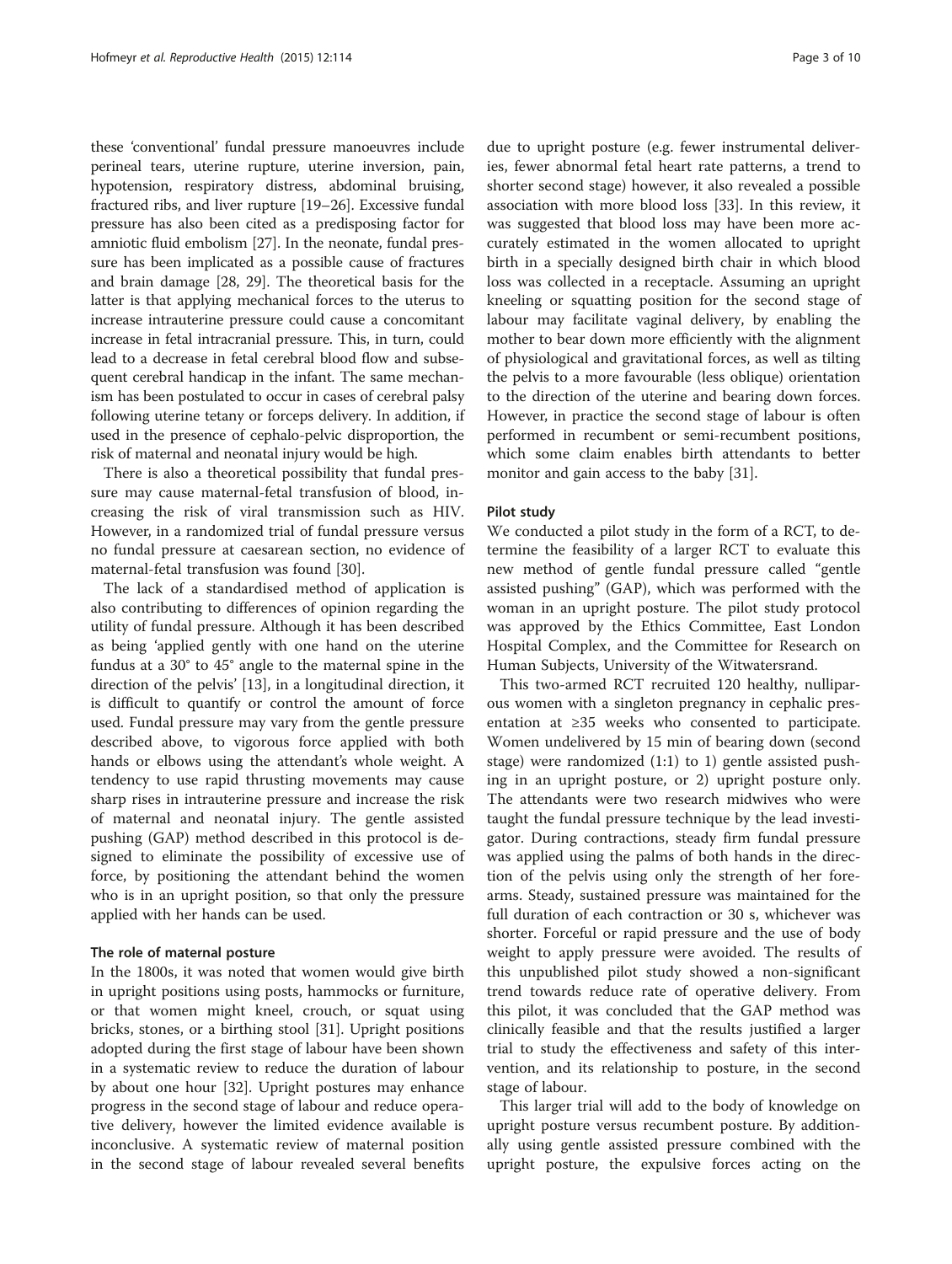these 'conventional' fundal pressure manoeuvres include perineal tears, uterine rupture, uterine inversion, pain, hypotension, respiratory distress, abdominal bruising, fractured ribs, and liver rupture [19–26]. Excessive fundal pressure has also been cited as a predisposing factor for amniotic fluid embolism [27]. In the neonate, fundal pressure has been implicated as a possible cause of fractures and brain damage [28, 29]. The theoretical basis for the latter is that applying mechanical forces to the uterus to increase intrauterine pressure could cause a concomitant increase in fetal intracranial pressure. This, in turn, could lead to a decrease in fetal cerebral blood flow and subsequent cerebral handicap in the infant. The same mechanism has been postulated to occur in cases of cerebral palsy following uterine tetany or forceps delivery. In addition, if used in the presence of cephalo-pelvic disproportion, the risk of maternal and neonatal injury would be high.

There is also a theoretical possibility that fundal pressure may cause maternal-fetal transfusion of blood, increasing the risk of viral transmission such as HIV. However, in a randomized trial of fundal pressure versus no fundal pressure at caesarean section, no evidence of maternal-fetal transfusion was found [30].

The lack of a standardised method of application is also contributing to differences of opinion regarding the utility of fundal pressure. Although it has been described as being 'applied gently with one hand on the uterine fundus at a 30° to 45° angle to the maternal spine in the direction of the pelvis' [13], in a longitudinal direction, it is difficult to quantify or control the amount of force used. Fundal pressure may vary from the gentle pressure described above, to vigorous force applied with both hands or elbows using the attendant's whole weight. A tendency to use rapid thrusting movements may cause sharp rises in intrauterine pressure and increase the risk of maternal and neonatal injury. The gentle assisted pushing (GAP) method described in this protocol is designed to eliminate the possibility of excessive use of force, by positioning the attendant behind the women who is in an upright position, so that only the pressure applied with her hands can be used.

### The role of maternal posture

In the 1800s, it was noted that women would give birth in upright positions using posts, hammocks or furniture, or that women might kneel, crouch, or squat using bricks, stones, or a birthing stool [31]. Upright positions adopted during the first stage of labour have been shown in a systematic review to reduce the duration of labour by about one hour [32]. Upright postures may enhance progress in the second stage of labour and reduce operative delivery, however the limited evidence available is inconclusive. A systematic review of maternal position in the second stage of labour revealed several benefits due to upright posture (e.g. fewer instrumental deliveries, fewer abnormal fetal heart rate patterns, a trend to shorter second stage) however, it also revealed a possible association with more blood loss [33]. In this review, it was suggested that blood loss may have been more accurately estimated in the women allocated to upright birth in a specially designed birth chair in which blood loss was collected in a receptacle. Assuming an upright kneeling or squatting position for the second stage of labour may facilitate vaginal delivery, by enabling the mother to bear down more efficiently with the alignment of physiological and gravitational forces, as well as tilting the pelvis to a more favourable (less oblique) orientation to the direction of the uterine and bearing down forces. However, in practice the second stage of labour is often performed in recumbent or semi-recumbent positions, which some claim enables birth attendants to better monitor and gain access to the baby [31].

### Pilot study

We conducted a pilot study in the form of a RCT, to determine the feasibility of a larger RCT to evaluate this new method of gentle fundal pressure called "gentle assisted pushing" (GAP), which was performed with the woman in an upright posture. The pilot study protocol was approved by the Ethics Committee, East London Hospital Complex, and the Committee for Research on Human Subjects, University of the Witwatersrand.

This two-armed RCT recruited 120 healthy, nulliparous women with a singleton pregnancy in cephalic presentation at ≥35 weeks who consented to participate. Women undelivered by 15 min of bearing down (second stage) were randomized (1:1) to 1) gentle assisted pushing in an upright posture, or 2) upright posture only. The attendants were two research midwives who were taught the fundal pressure technique by the lead investigator. During contractions, steady firm fundal pressure was applied using the palms of both hands in the direction of the pelvis using only the strength of her forearms. Steady, sustained pressure was maintained for the full duration of each contraction or 30 s, whichever was shorter. Forceful or rapid pressure and the use of body weight to apply pressure were avoided. The results of this unpublished pilot study showed a non-significant trend towards reduce rate of operative delivery. From this pilot, it was concluded that the GAP method was clinically feasible and that the results justified a larger trial to study the effectiveness and safety of this intervention, and its relationship to posture, in the second stage of labour.

This larger trial will add to the body of knowledge on upright posture versus recumbent posture. By additionally using gentle assisted pressure combined with the upright posture, the expulsive forces acting on the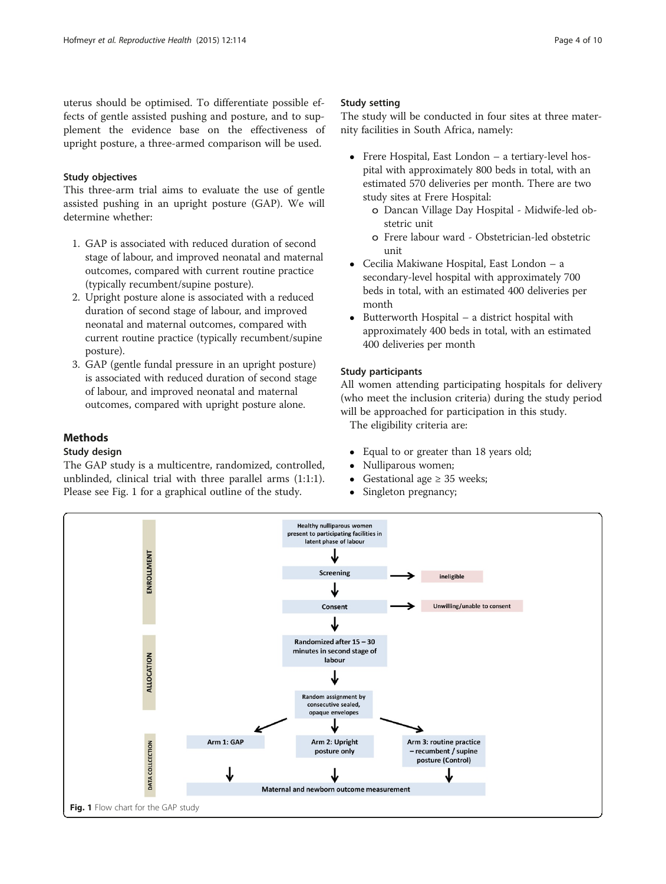uterus should be optimised. To differentiate possible effects of gentle assisted pushing and posture, and to supplement the evidence base on the effectiveness of upright posture, a three-armed comparison will be used.

### Study objectives

This three-arm trial aims to evaluate the use of gentle assisted pushing in an upright posture (GAP). We will determine whether:

1. GAP is associated with reduced duration of second stage of labour, and improved neonatal and maternal outcomes, compared with current routine practice (typically recumbent/supine posture).
2. Upright posture alone is associated with a reduced duration of second stage of labour, and improved neonatal and maternal outcomes, compared with current routine practice (typically recumbent/supine posture).
3. GAP (gentle fundal pressure in an upright posture) is associated with reduced duration of second stage of labour, and improved neonatal and maternal outcomes, compared with upright posture alone.

## Methods

### Study design

The GAP study is a multicentre, randomized, controlled, unblinded, clinical trial with three parallel arms (1:1:1). Please see Fig. 1 for a graphical outline of the study.

### Study setting

The study will be conducted in four sites at three maternity facilities in South Africa, namely:

- Frere Hospital, East London – a tertiary-level hospital with approximately 800 beds in total, with an estimated 570 deliveries per month. There are two study sites at Frere Hospital:
  - Dancan Village Day Hospital - Midwife-led obstetric unit
  - Frere labour ward - Obstetrician-led obstetric unit
- Cecilia Makiwane Hospital, East London – a secondary-level hospital with approximately 700 beds in total, with an estimated 400 deliveries per month
- Butterworth Hospital – a district hospital with approximately 400 beds in total, with an estimated 400 deliveries per month

### Study participants

All women attending participating hospitals for delivery (who meet the inclusion criteria) during the study period will be approached for participation in this study.

The eligibility criteria are:

- Equal to or greater than 18 years old;
- Nulliparous women;
- Gestational age ≥ 35 weeks;
- Singleton pregnancy;

ENROLLMENT

Healthy nulliparous women present to participating facilities in latent phase of labour

Screening → ineligible

Consent → Unwilling/unable to consent

ALLOCATION

Randomized after 15 – 30 minutes in second stage of labour

Random assignment by consecutive sealed, opaque envelopes

DATA COLLECTION

Arm 1: GAP | Arm 2: Upright posture only | Arm 3: routine practice – recumbent / supine posture (Control)

Maternal and newborn outcome measurement

**Fig. 1** Flow chart for the GAP study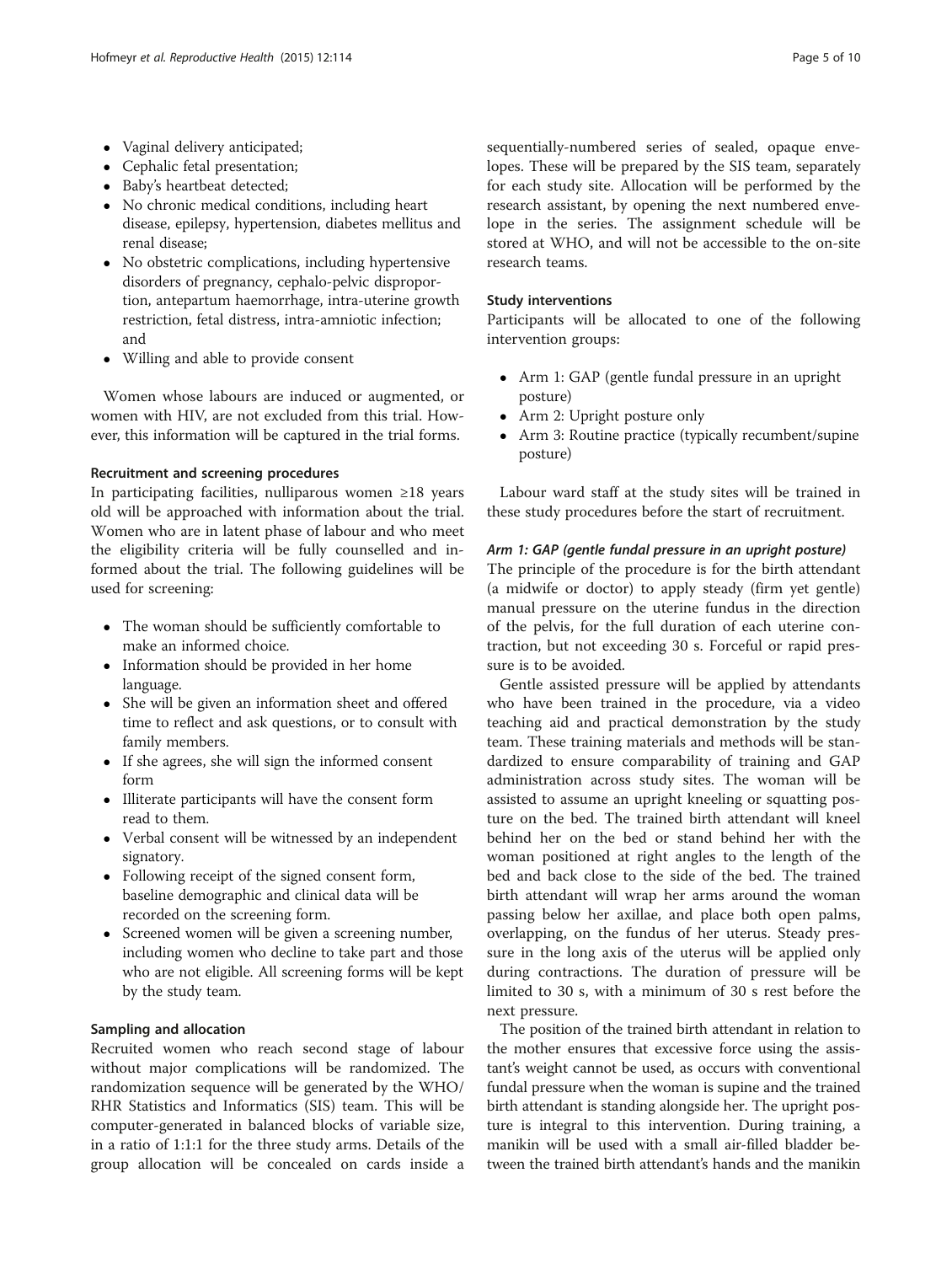- Vaginal delivery anticipated;
- Cephalic fetal presentation;
- Baby's heartbeat detected;
- No chronic medical conditions, including heart disease, epilepsy, hypertension, diabetes mellitus and renal disease;
- No obstetric complications, including hypertensive disorders of pregnancy, cephalo-pelvic disproportion, antepartum haemorrhage, intra-uterine growth restriction, fetal distress, intra-amniotic infection; and
- Willing and able to provide consent

Women whose labours are induced or augmented, or women with HIV, are not excluded from this trial. However, this information will be captured in the trial forms.

#### Recruitment and screening procedures

In participating facilities, nulliparous women ≥18 years old will be approached with information about the trial. Women who are in latent phase of labour and who meet the eligibility criteria will be fully counselled and informed about the trial. The following guidelines will be used for screening:

- The woman should be sufficiently comfortable to make an informed choice.
- Information should be provided in her home language.
- She will be given an information sheet and offered time to reflect and ask questions, or to consult with family members.
- If she agrees, she will sign the informed consent form
- Illiterate participants will have the consent form read to them.
- Verbal consent will be witnessed by an independent signatory.
- Following receipt of the signed consent form, baseline demographic and clinical data will be recorded on the screening form.
- Screened women will be given a screening number, including women who decline to take part and those who are not eligible. All screening forms will be kept by the study team.

#### Sampling and allocation

Recruited women who reach second stage of labour without major complications will be randomized. The randomization sequence will be generated by the WHO/RHR Statistics and Informatics (SIS) team. This will be computer-generated in balanced blocks of variable size, in a ratio of 1:1:1 for the three study arms. Details of the group allocation will be concealed on cards inside a sequentially-numbered series of sealed, opaque envelopes. These will be prepared by the SIS team, separately for each study site. Allocation will be performed by the research assistant, by opening the next numbered envelope in the series. The assignment schedule will be stored at WHO, and will not be accessible to the on-site research teams.

#### Study interventions

Participants will be allocated to one of the following intervention groups:

- Arm 1: GAP (gentle fundal pressure in an upright posture)
- Arm 2: Upright posture only
- Arm 3: Routine practice (typically recumbent/supine posture)

Labour ward staff at the study sites will be trained in these study procedures before the start of recruitment.

##### *Arm 1: GAP (gentle fundal pressure in an upright posture)*

The principle of the procedure is for the birth attendant (a midwife or doctor) to apply steady (firm yet gentle) manual pressure on the uterine fundus in the direction of the pelvis, for the full duration of each uterine contraction, but not exceeding 30 s. Forceful or rapid pressure is to be avoided.

Gentle assisted pressure will be applied by attendants who have been trained in the procedure, via a video teaching aid and practical demonstration by the study team. These training materials and methods will be standardized to ensure comparability of training and GAP administration across study sites. The woman will be assisted to assume an upright kneeling or squatting posture on the bed. The trained birth attendant will kneel behind her on the bed or stand behind her with the woman positioned at right angles to the length of the bed and back close to the side of the bed. The trained birth attendant will wrap her arms around the woman passing below her axillae, and place both open palms, overlapping, on the fundus of her uterus. Steady pressure in the long axis of the uterus will be applied only during contractions. The duration of pressure will be limited to 30 s, with a minimum of 30 s rest before the next pressure.

The position of the trained birth attendant in relation to the mother ensures that excessive force using the assistant's weight cannot be used, as occurs with conventional fundal pressure when the woman is supine and the trained birth attendant is standing alongside her. The upright posture is integral to this intervention. During training, a manikin will be used with a small air-filled bladder between the trained birth attendant's hands and the manikin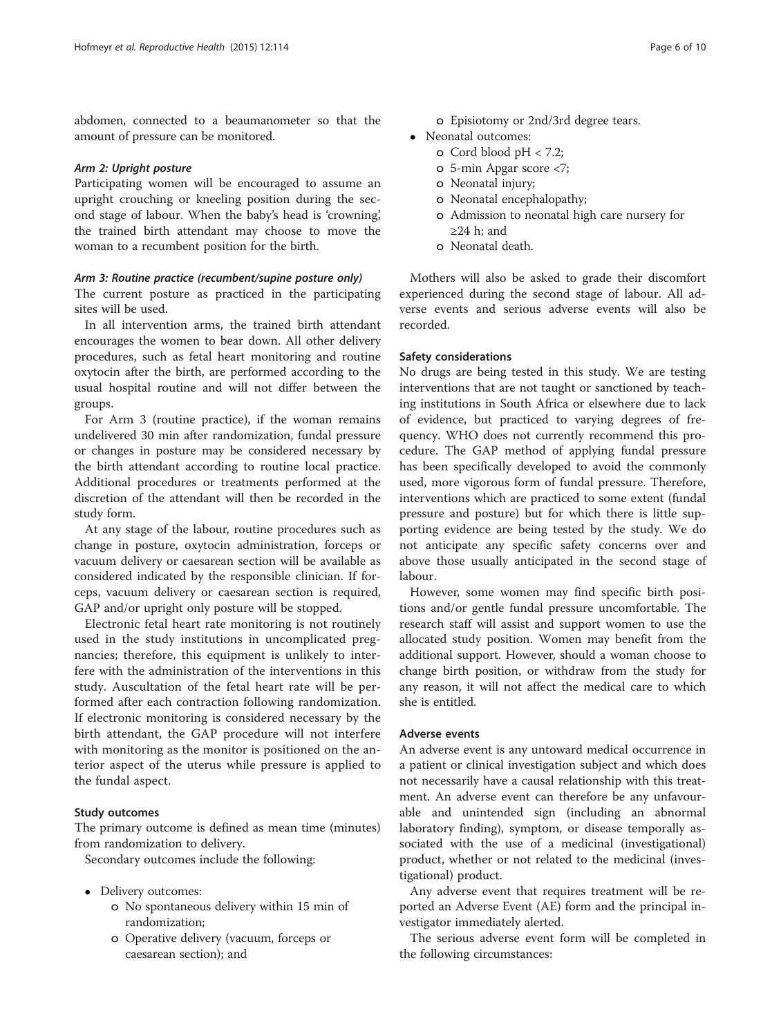abdomen, connected to a beaumanometer so that the amount of pressure can be monitored.

#### *Arm 2: Upright posture*

Participating women will be encouraged to assume an upright crouching or kneeling position during the second stage of labour. When the baby's head is 'crowning', the trained birth attendant may choose to move the woman to a recumbent position for the birth.

#### *Arm 3: Routine practice (recumbent/supine posture only)*

The current posture as practiced in the participating sites will be used.

In all intervention arms, the trained birth attendant encourages the women to bear down. All other delivery procedures, such as fetal heart monitoring and routine oxytocin after the birth, are performed according to the usual hospital routine and will not differ between the groups.

For Arm 3 (routine practice), if the woman remains undelivered 30 min after randomization, fundal pressure or changes in posture may be considered necessary by the birth attendant according to routine local practice. Additional procedures or treatments performed at the discretion of the attendant will then be recorded in the study form.

At any stage of the labour, routine procedures such as change in posture, oxytocin administration, forceps or vacuum delivery or caesarean section will be available as considered indicated by the responsible clinician. If forceps, vacuum delivery or caesarean section is required, GAP and/or upright only posture will be stopped.

Electronic fetal heart rate monitoring is not routinely used in the study institutions in uncomplicated pregnancies; therefore, this equipment is unlikely to interfere with the administration of the interventions in this study. Auscultation of the fetal heart rate will be performed after each contraction following randomization. If electronic monitoring is considered necessary by the birth attendant, the GAP procedure will not interfere with monitoring as the monitor is positioned on the anterior aspect of the uterus while pressure is applied to the fundal aspect.

### Study outcomes

The primary outcome is defined as mean time (minutes) from randomization to delivery.

Secondary outcomes include the following:

- Delivery outcomes:
  - No spontaneous delivery within 15 min of randomization;
  - Operative delivery (vacuum, forceps or caesarean section); and
  - Episiotomy or 2nd/3rd degree tears.
- Neonatal outcomes:
  - Cord blood pH < 7.2;
  - 5-min Apgar score <7;
  - Neonatal injury;
  - Neonatal encephalopathy;
  - Admission to neonatal high care nursery for ≥24 h; and
  - Neonatal death.

Mothers will also be asked to grade their discomfort experienced during the second stage of labour. All adverse events and serious adverse events will also be recorded.

### Safety considerations

No drugs are being tested in this study. We are testing interventions that are not taught or sanctioned by teaching institutions in South Africa or elsewhere due to lack of evidence, but practiced to varying degrees of frequency. WHO does not currently recommend this procedure. The GAP method of applying fundal pressure has been specifically developed to avoid the commonly used, more vigorous form of fundal pressure. Therefore, interventions which are practiced to some extent (fundal pressure and posture) but for which there is little supporting evidence are being tested by the study. We do not anticipate any specific safety concerns over and above those usually anticipated in the second stage of labour.

However, some women may find specific birth positions and/or gentle fundal pressure uncomfortable. The research staff will assist and support women to use the allocated study position. Women may benefit from the additional support. However, should a woman choose to change birth position, or withdraw from the study for any reason, it will not affect the medical care to which she is entitled.

### Adverse events

An adverse event is any untoward medical occurrence in a patient or clinical investigation subject and which does not necessarily have a causal relationship with this treatment. An adverse event can therefore be any unfavourable and unintended sign (including an abnormal laboratory finding), symptom, or disease temporally associated with the use of a medicinal (investigational) product, whether or not related to the medicinal (investigational) product.

Any adverse event that requires treatment will be reported an Adverse Event (AE) form and the principal investigator immediately alerted.

The serious adverse event form will be completed in the following circumstances: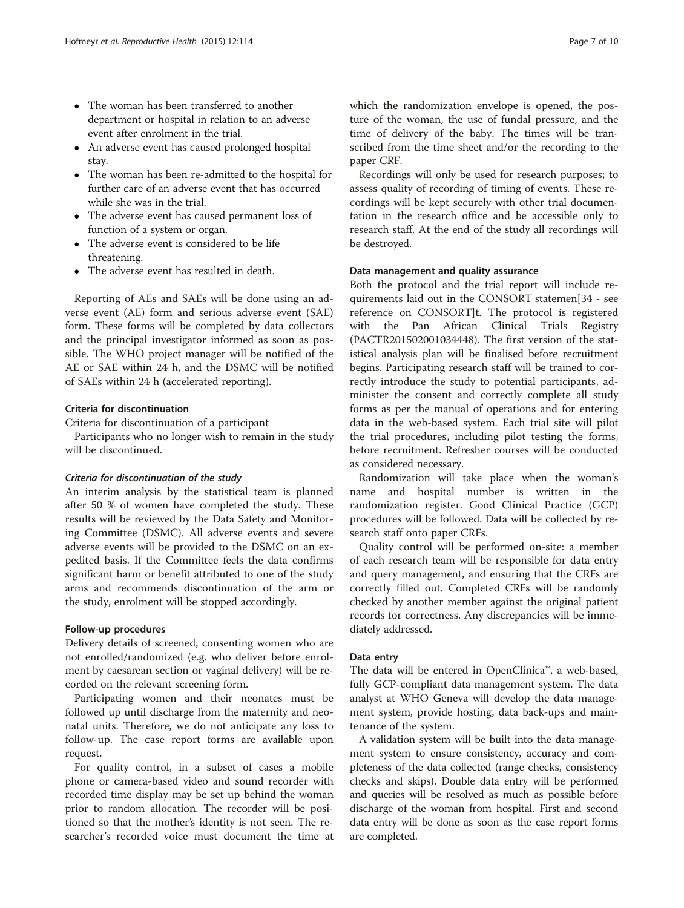- The woman has been transferred to another department or hospital in relation to an adverse event after enrolment in the trial.
- An adverse event has caused prolonged hospital stay.
- The woman has been re-admitted to the hospital for further care of an adverse event that has occurred while she was in the trial.
- The adverse event has caused permanent loss of function of a system or organ.
- The adverse event is considered to be life threatening.
- The adverse event has resulted in death.

Reporting of AEs and SAEs will be done using an adverse event (AE) form and serious adverse event (SAE) form. These forms will be completed by data collectors and the principal investigator informed as soon as possible. The WHO project manager will be notified of the AE or SAE within 24 h, and the DSMC will be notified of SAEs within 24 h (accelerated reporting).

#### Criteria for discontinuation

Criteria for discontinuation of a participant

Participants who no longer wish to remain in the study will be discontinued.

##### *Criteria for discontinuation of the study*

An interim analysis by the statistical team is planned after 50 % of women have completed the study. These results will be reviewed by the Data Safety and Monitoring Committee (DSMC). All adverse events and severe adverse events will be provided to the DSMC on an expedited basis. If the Committee feels the data confirms significant harm or benefit attributed to one of the study arms and recommends discontinuation of the arm or the study, enrolment will be stopped accordingly.

#### Follow-up procedures

Delivery details of screened, consenting women who are not enrolled/randomized (e.g. who deliver before enrolment by caesarean section or vaginal delivery) will be recorded on the relevant screening form.

Participating women and their neonates must be followed up until discharge from the maternity and neonatal units. Therefore, we do not anticipate any loss to follow-up. The case report forms are available upon request.

For quality control, in a subset of cases a mobile phone or camera-based video and sound recorder with recorded time display may be set up behind the woman prior to random allocation. The recorder will be positioned so that the mother's identity is not seen. The researcher's recorded voice must document the time at which the randomization envelope is opened, the posture of the woman, the use of fundal pressure, and the time of delivery of the baby. The times will be transcribed from the time sheet and/or the recording to the paper CRF.

Recordings will only be used for research purposes; to assess quality of recording of timing of events. These recordings will be kept securely with other trial documentation in the research office and be accessible only to research staff. At the end of the study all recordings will be destroyed.

#### Data management and quality assurance

Both the protocol and the trial report will include requirements laid out in the CONSORT statemen[34 - see reference on CONSORT]t. The protocol is registered with the Pan African Clinical Trials Registry (PACTR201502001034448). The first version of the statistical analysis plan will be finalised before recruitment begins. Participating research staff will be trained to correctly introduce the study to potential participants, administer the consent and correctly complete all study forms as per the manual of operations and for entering data in the web-based system. Each trial site will pilot the trial procedures, including pilot testing the forms, before recruitment. Refresher courses will be conducted as considered necessary.

Randomization will take place when the woman's name and hospital number is written in the randomization register. Good Clinical Practice (GCP) procedures will be followed. Data will be collected by research staff onto paper CRFs.

Quality control will be performed on-site: a member of each research team will be responsible for data entry and query management, and ensuring that the CRFs are correctly filled out. Completed CRFs will be randomly checked by another member against the original patient records for correctness. Any discrepancies will be immediately addressed.

#### Data entry

The data will be entered in OpenClinica™, a web-based, fully GCP-compliant data management system. The data analyst at WHO Geneva will develop the data management system, provide hosting, data back-ups and maintenance of the system.

A validation system will be built into the data management system to ensure consistency, accuracy and completeness of the data collected (range checks, consistency checks and skips). Double data entry will be performed and queries will be resolved as much as possible before discharge of the woman from hospital. First and second data entry will be done as soon as the case report forms are completed.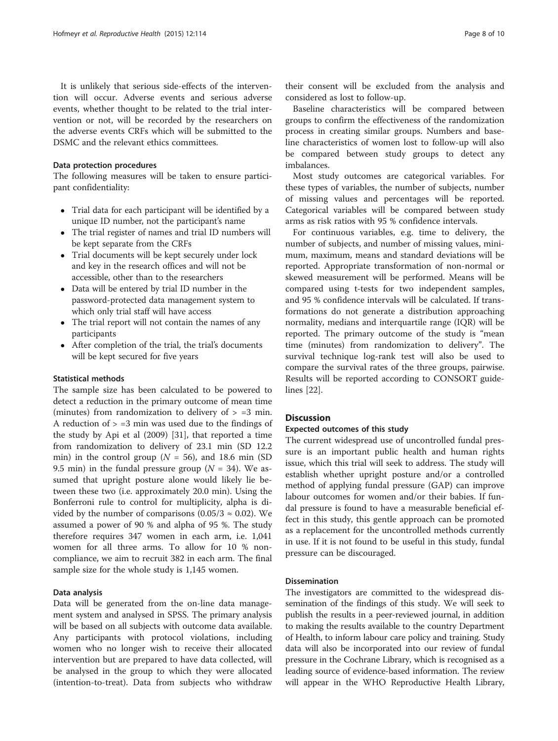It is unlikely that serious side-effects of the intervention will occur. Adverse events and serious adverse events, whether thought to be related to the trial intervention or not, will be recorded by the researchers on the adverse events CRFs which will be submitted to the DSMC and the relevant ethics committees.

#### Data protection procedures

The following measures will be taken to ensure participant confidentiality:

- Trial data for each participant will be identified by a unique ID number, not the participant's name
- The trial register of names and trial ID numbers will be kept separate from the CRFs
- Trial documents will be kept securely under lock and key in the research offices and will not be accessible, other than to the researchers
- Data will be entered by trial ID number in the password-protected data management system to which only trial staff will have access
- The trial report will not contain the names of any participants
- After completion of the trial, the trial's documents will be kept secured for five years

#### Statistical methods

The sample size has been calculated to be powered to detect a reduction in the primary outcome of mean time (minutes) from randomization to delivery of > =3 min. A reduction of > =3 min was used due to the findings of the study by Api et al (2009) [31], that reported a time from randomization to delivery of 23.1 min (SD 12.2 min) in the control group ($N$ = 56), and 18.6 min (SD 9.5 min) in the fundal pressure group ($N$ = 34). We assumed that upright posture alone would likely lie between these two (i.e. approximately 20.0 min). Using the Bonferroni rule to control for multiplicity, alpha is divided by the number of comparisons ($0.05/3 \approx 0.02$). We assumed a power of 90 % and alpha of 95 %. The study therefore requires 347 women in each arm, i.e. 1,041 women for all three arms. To allow for 10 % non-compliance, we aim to recruit 382 in each arm. The final sample size for the whole study is 1,145 women.

#### Data analysis

Data will be generated from the on-line data management system and analysed in SPSS. The primary analysis will be based on all subjects with outcome data available. Any participants with protocol violations, including women who no longer wish to receive their allocated intervention but are prepared to have data collected, will be analysed in the group to which they were allocated (intention-to-treat). Data from subjects who withdraw their consent will be excluded from the analysis and considered as lost to follow-up.

Baseline characteristics will be compared between groups to confirm the effectiveness of the randomization process in creating similar groups. Numbers and baseline characteristics of women lost to follow-up will also be compared between study groups to detect any imbalances.

Most study outcomes are categorical variables. For these types of variables, the number of subjects, number of missing values and percentages will be reported. Categorical variables will be compared between study arms as risk ratios with 95 % confidence intervals.

For continuous variables, e.g. time to delivery, the number of subjects, and number of missing values, minimum, maximum, means and standard deviations will be reported. Appropriate transformation of non-normal or skewed measurement will be performed. Means will be compared using t-tests for two independent samples, and 95 % confidence intervals will be calculated. If transformations do not generate a distribution approaching normality, medians and interquartile range (IQR) will be reported. The primary outcome of the study is "mean time (minutes) from randomization to delivery". The survival technique log-rank test will also be used to compare the survival rates of the three groups, pairwise. Results will be reported according to CONSORT guidelines [22].

## Discussion

#### Expected outcomes of this study

The current widespread use of uncontrolled fundal pressure is an important public health and human rights issue, which this trial will seek to address. The study will establish whether upright posture and/or a controlled method of applying fundal pressure (GAP) can improve labour outcomes for women and/or their babies. If fundal pressure is found to have a measurable beneficial effect in this study, this gentle approach can be promoted as a replacement for the uncontrolled methods currently in use. If it is not found to be useful in this study, fundal pressure can be discouraged.

#### Dissemination

The investigators are committed to the widespread dissemination of the findings of this study. We will seek to publish the results in a peer-reviewed journal, in addition to making the results available to the country Department of Health, to inform labour care policy and training. Study data will also be incorporated into our review of fundal pressure in the Cochrane Library, which is recognised as a leading source of evidence-based information. The review will appear in the WHO Reproductive Health Library,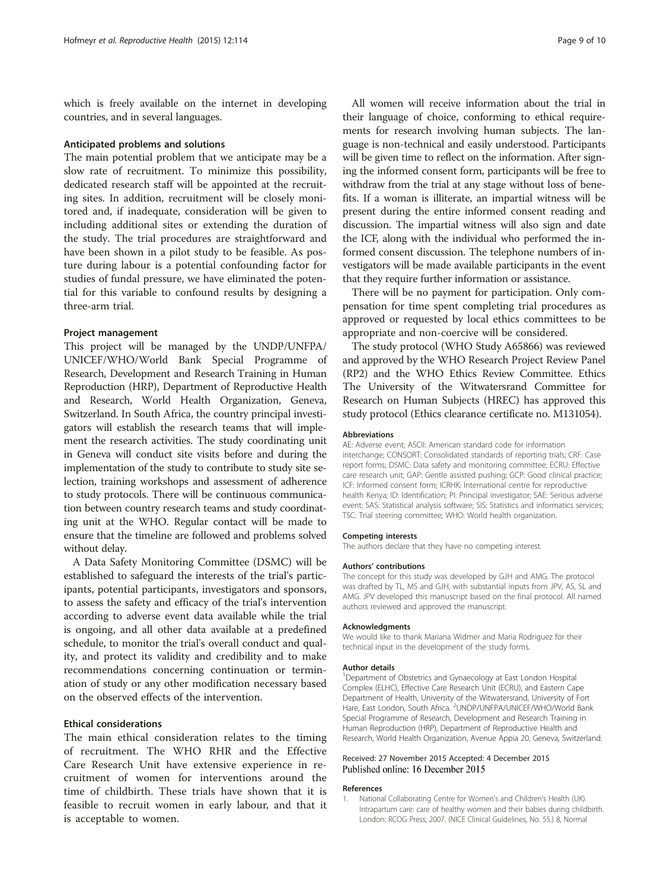which is freely available on the internet in developing countries, and in several languages.

### Anticipated problems and solutions

The main potential problem that we anticipate may be a slow rate of recruitment. To minimize this possibility, dedicated research staff will be appointed at the recruiting sites. In addition, recruitment will be closely monitored and, if inadequate, consideration will be given to including additional sites or extending the duration of the study. The trial procedures are straightforward and have been shown in a pilot study to be feasible. As posture during labour is a potential confounding factor for studies of fundal pressure, we have eliminated the potential for this variable to confound results by designing a three-arm trial.

### Project management

This project will be managed by the UNDP/UNFPA/UNICEF/WHO/World Bank Special Programme of Research, Development and Research Training in Human Reproduction (HRP), Department of Reproductive Health and Research, World Health Organization, Geneva, Switzerland. In South Africa, the country principal investigators will establish the research teams that will implement the research activities. The study coordinating unit in Geneva will conduct site visits before and during the implementation of the study to contribute to study site selection, training workshops and assessment of adherence to study protocols. There will be continuous communication between country research teams and study coordinating unit at the WHO. Regular contact will be made to ensure that the timeline are followed and problems solved without delay.

A Data Safety Monitoring Committee (DSMC) will be established to safeguard the interests of the trial's participants, potential participants, investigators and sponsors, to assess the safety and efficacy of the trial's intervention according to adverse event data available while the trial is ongoing, and all other data available at a predefined schedule, to monitor the trial's overall conduct and quality, and protect its validity and credibility and to make recommendations concerning continuation or termination of study or any other modification necessary based on the observed effects of the intervention.

### Ethical considerations

The main ethical consideration relates to the timing of recruitment. The WHO RHR and the Effective Care Research Unit have extensive experience in recruitment of women for interventions around the time of childbirth. These trials have shown that it is feasible to recruit women in early labour, and that it is acceptable to women.

All women will receive information about the trial in their language of choice, conforming to ethical requirements for research involving human subjects. The language is non-technical and easily understood. Participants will be given time to reflect on the information. After signing the informed consent form, participants will be free to withdraw from the trial at any stage without loss of benefits. If a woman is illiterate, an impartial witness will be present during the entire informed consent reading and discussion. The impartial witness will also sign and date the ICF, along with the individual who performed the informed consent discussion. The telephone numbers of investigators will be made available participants in the event that they require further information or assistance.

There will be no payment for participation. Only compensation for time spent completing trial procedures as approved or requested by local ethics committees to be appropriate and non-coercive will be considered.

The study protocol (WHO Study A65866) was reviewed and approved by the WHO Research Project Review Panel (RP2) and the WHO Ethics Review Committee. Ethics The University of the Witwatersrand Committee for Research on Human Subjects (HREC) has approved this study protocol (Ethics clearance certificate no. M131054).

#### Abbreviations

AE: Adverse event; ASCII: American standard code for information interchange; CONSORT: Consolidated standards of reporting trials; CRF: Case report forms; DSMC: Data safety and monitoring committee; ECRU: Effective care research unit; GAP: Gentle assisted pushing; GCP: Good clinical practice; ICF: Informed consent form; ICRHK: International centre for reproductive health Kenya; ID: Identification; PI: Principal investigator; SAE: Serious adverse event; SAS: Statistical analysis software; SIS: Statistics and informatics services; TSC: Trial steering committee; WHO: World health organization.

#### Competing interests

The authors declare that they have no competing interest.

#### Authors' contributions

The concept for this study was developed by GJH and AMG. The protocol was drafted by TL, MS and GJH, with substantial inputs from JPV, AS, SL and AMG. JPV developed this manuscript based on the final protocol. All named authors reviewed and approved the manuscript.

#### Acknowledgments

We would like to thank Mariana Widmer and Maria Rodriguez for their technical input in the development of the study forms.

#### Author details

[1]Department of Obstetrics and Gynaecology at East London Hospital Complex (ELHC), Effective Care Research Unit (ECRU), and Eastern Cape Department of Health, University of the Witwatersrand, University of Fort Hare, East London, South Africa. [2]UNDP/UNFPA/UNICEF/WHO/World Bank Special Programme of Research, Development and Research Training in Human Reproduction (HRP), Department of Reproductive Health and Research, World Health Organization, Avenue Appia 20, Geneva, Switzerland.

Received: 27 November 2015 Accepted: 4 December 2015
Published online: 16 December 2015

#### References

1. National Collaborating Centre for Women's and Children's Health (UK). Intrapartum care: care of healthy women and their babies during childbirth. London: RCOG Press; 2007. (NICE Clinical Guidelines, No. 55.) 8, Normal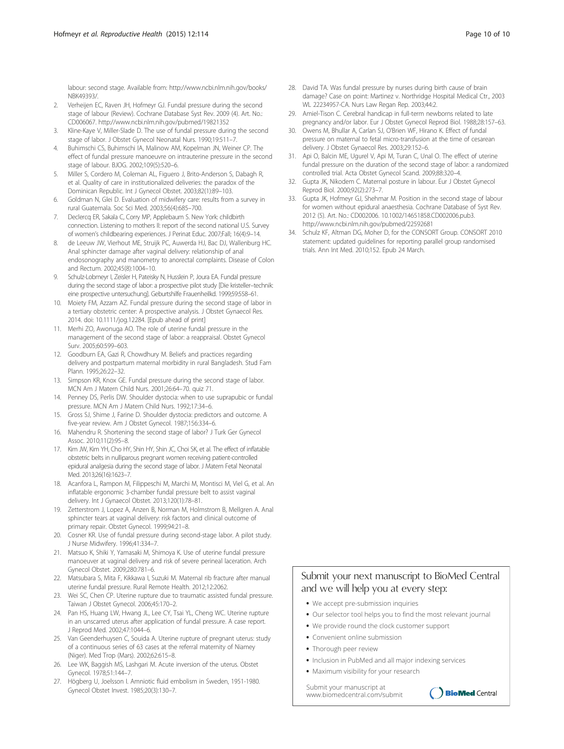labour: second stage. Available from: http://www.ncbi.nlm.nih.gov/books/NBK49393/.

2. Verheijen EC, Raven JH, Hofmeyr GJ. Fundal pressure during the second stage of labour (Review). Cochrane Database Syst Rev. 2009 (4). Art. No.: CD006067. http://www.ncbi.nlm.nih.gov/pubmed/19821352
3. Kline-Kaye V, Miller-Slade D. The use of fundal pressure during the second stage of labor. J Obstet Gynecol Neonatal Nurs. 1990;19:511–7.
4. Buhimschi CS, Buhimschi IA, Malinow AM, Kopelman JN, Weiner CP. The effect of fundal pressure manoeuvre on intrauterine pressure in the second stage of labour. BJOG. 2002;109(5):520–6.
5. Miller S, Cordero M, Coleman AL, Figuero J, Brito-Anderson S, Dabagh R, et al. Quality of care in institutionalized deliveries: the paradox of the Dominican Republic. Int J Gynecol Obstet. 2003;82(1):89–103.
6. Goldman N, Glei D. Evaluation of midwifery care: results from a survey in rural Guatemala. Soc Sci Med. 2003;56(4):685–700.
7. Declercq ER, Sakala C, Corry MP, Applebaum S. New York: childbirth connection. Listening to mothers II: report of the second national U.S. Survey of women's childbearing experiences. J Perinat Educ. 2007;Fall; 16(4):9–14.
8. de Leeuw JW, Vierhout ME, Struijk PC, Auwerda HJ, Bac DJ, Wallenburg HC. Anal sphincter damage after vaginal delivery: relationship of anal endosonography and manometry to anorectal complaints. Disease of Colon and Rectum. 2002;45(8):1004–10.
9. Schulz-Lobmeyr I, Zeisler H, Pateisky N, Husslein P, Joura EA. Fundal pressure during the second stage of labor: a prospective pilot study [Die kristeller–technik: eine prospective untersuchung]. Geburtshilfe Frauenheilkd. 1999;59:558–61.
10. Moiety FM, Azzam AZ. Fundal pressure during the second stage of labor in a tertiary obstetric center: A prospective analysis. J Obstet Gynaecol Res. 2014. doi: 10.1111/jog.12284. [Epub ahead of print]
11. Merhi ZO, Awonuga AO. The role of uterine fundal pressure in the management of the second stage of labor: a reappraisal. Obstet Gynecol Surv. 2005;60:599–603.
12. Goodburn EA, Gazi R, Chowdhury M. Beliefs and practices regarding delivery and postpartum maternal morbidity in rural Bangladesh. Stud Fam Plann. 1995;26:22–32.
13. Simpson KR, Knox GE. Fundal pressure during the second stage of labor. MCN Am J Matern Child Nurs. 2001;26:64–70. quiz 71.
14. Penney DS, Perlis DW. Shoulder dystocia: when to use suprapubic or fundal pressure. MCN Am J Matern Child Nurs. 1992;17:34–6.
15. Gross SJ, Shime J, Farine D. Shoulder dystocia: predictors and outcome. A five-year review. Am J Obstet Gynecol. 1987;156:334–6.
16. Mahendru R. Shortening the second stage of labor? J Turk Ger Gynecol Assoc. 2010;11(2):95–8.
17. Kim JW, Kim YH, Cho HY, Shin HY, Shin JC, Choi SK, et al. The effect of inflatable obstetric belts in nulliparous pregnant women receiving patient-controlled epidural analgesia during the second stage of labor. J Matern Fetal Neonatal Med. 2013;26(16):1623–7.
18. Acanfora L, Rampon M, Filippeschi M, Marchi M, Montisci M, Viel G, et al. An inflatable ergonomic 3-chamber fundal pressure belt to assist vaginal delivery. Int J Gynaecol Obstet. 2013;120(1):78–81.
19. Zetterstrom J, Lopez A, Anzen B, Norman M, Holmstrom B, Mellgren A. Anal sphincter tears at vaginal delivery: risk factors and clinical outcome of primary repair. Obstet Gynecol. 1999;94:21–8.
20. Cosner KR. Use of fundal pressure during second-stage labor. A pilot study. J Nurse Midwifery. 1996;41:334–7.
21. Matsuo K, Shiki Y, Yamasaki M, Shimoya K. Use of uterine fundal pressure manoeuver at vaginal delivery and risk of severe perineal laceration. Arch Gynecol Obstet. 2009;280:781–6.
22. Matsubara S, Mita F, Kikkawa I, Suzuki M. Maternal rib fracture after manual uterine fundal pressure. Rural Remote Health. 2012;12:2062.
23. Wei SC, Chen CP. Uterine rupture due to traumatic assisted fundal pressure. Taiwan J Obstet Gynecol. 2006;45:170–2.
24. Pan HS, Huang LW, Hwang JL, Lee CY, Tsai YL, Cheng WC. Uterine rupture in an unscarred uterus after application of fundal pressure. A case report. J Reprod Med. 2002;47:1044–6.
25. Van Geenderhuysen C, Souida A. Uterine rupture of pregnant uterus: study of a continuous series of 63 cases at the referral maternity of Niamey (Niger). Med Trop (Mars). 2002;62:615–8.
26. Lee WK, Baggish MS, Lashgari M. Acute inversion of the uterus. Obstet Gynecol. 1978;51:144–7.
27. Högberg U, Joelsson I. Amniotic fluid embolism in Sweden, 1951-1980. Gynecol Obstet Invest. 1985;20(3):130–7.
28. David TA. Was fundal pressure by nurses during birth cause of brain damage? Case on point: Martinez v. Northridge Hospital Medical Ctr., 2003 WL 22234957-CA. Nurs Law Regan Rep. 2003;44:2.
29. Amiel-Tison C. Cerebral handicap in full-term newborns related to late pregnancy and/or labor. Eur J Obstet Gynecol Reprod Biol. 1988;28:157–63.
30. Owens M, Bhullar A, Carlan SJ, O'Brien WF, Hirano K. Effect of fundal pressure on maternal to fetal micro-transfusion at the time of cesarean delivery. J Obstet Gynaecol Res. 2003;29:152–6.
31. Api O, Balcin ME, Ugurel V, Api M, Turan C, Unal O. The effect of uterine fundal pressure on the duration of the second stage of labor: a randomized controlled trial. Acta Obstet Gynecol Scand. 2009;88:320–4.
32. Gupta JK, Nikodem C. Maternal posture in labour. Eur J Obstet Gynecol Reprod Biol. 2000;92(2):273–7.
33. Gupta JK, Hofmeyr GJ, Shehmar M. Position in the second stage of labour for women without epidural anaesthesia. Cochrane Database of Syst Rev. 2012 (5). Art. No.: CD002006. 10.1002/14651858.CD002006.pub3. http://www.ncbi.nlm.nih.gov/pubmed/22592681
34. Schulz KF, Altman DG, Moher D, for the CONSORT Group. CONSORT 2010 statement: updated guidelines for reporting parallel group randomised trials. Ann Int Med. 2010;152. Epub 24 March.

## Submit your next manuscript to BioMed Central and we will help you at every step:

- We accept pre-submission inquiries
- Our selector tool helps you to find the most relevant journal
- We provide round the clock customer support
- Convenient online submission
- Thorough peer review
- Inclusion in PubMed and all major indexing services
- Maximum visibility for your research

Submit your manuscript at
www.biomedcentral.com/submit

BioMed Central